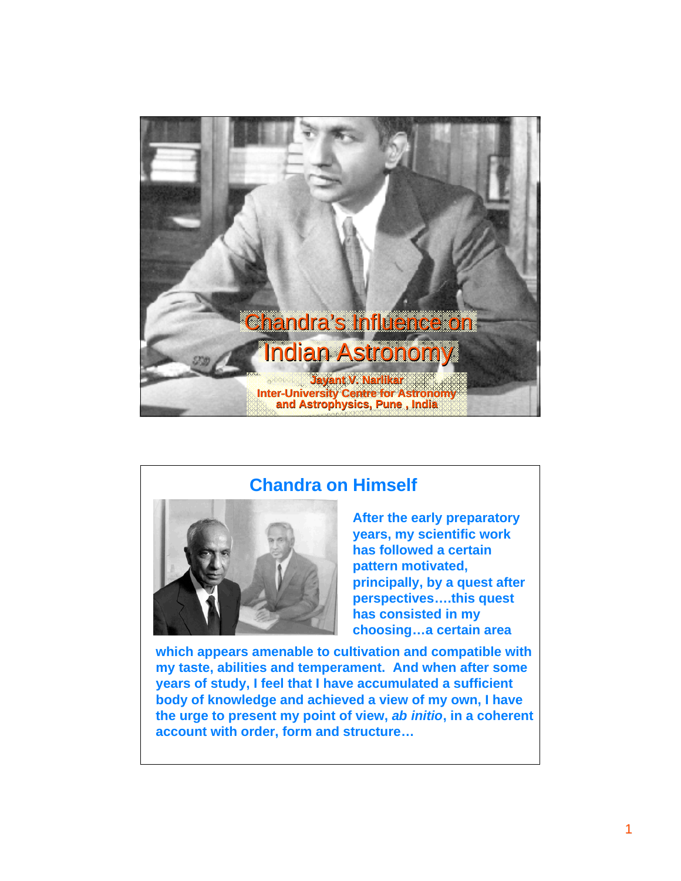# Chandra's Influence on Indian Astronomy

**Jayant V. Narlikar**
**Inter-University Centre for Astronomy and Astrophysics, Pune , India**

## Chandra on Himself

**After the early preparatory years, my scientific work has followed a certain pattern motivated, principally, by a quest after perspectives….this quest has consisted in my choosing…a certain area which appears amenable to cultivation and compatible with my taste, abilities and temperament. And when after some years of study, I feel that I have accumulated a sufficient body of knowledge and achieved a view of my own, I have the urge to present my point of view, *ab initio*, in a coherent account with order, form and structure…**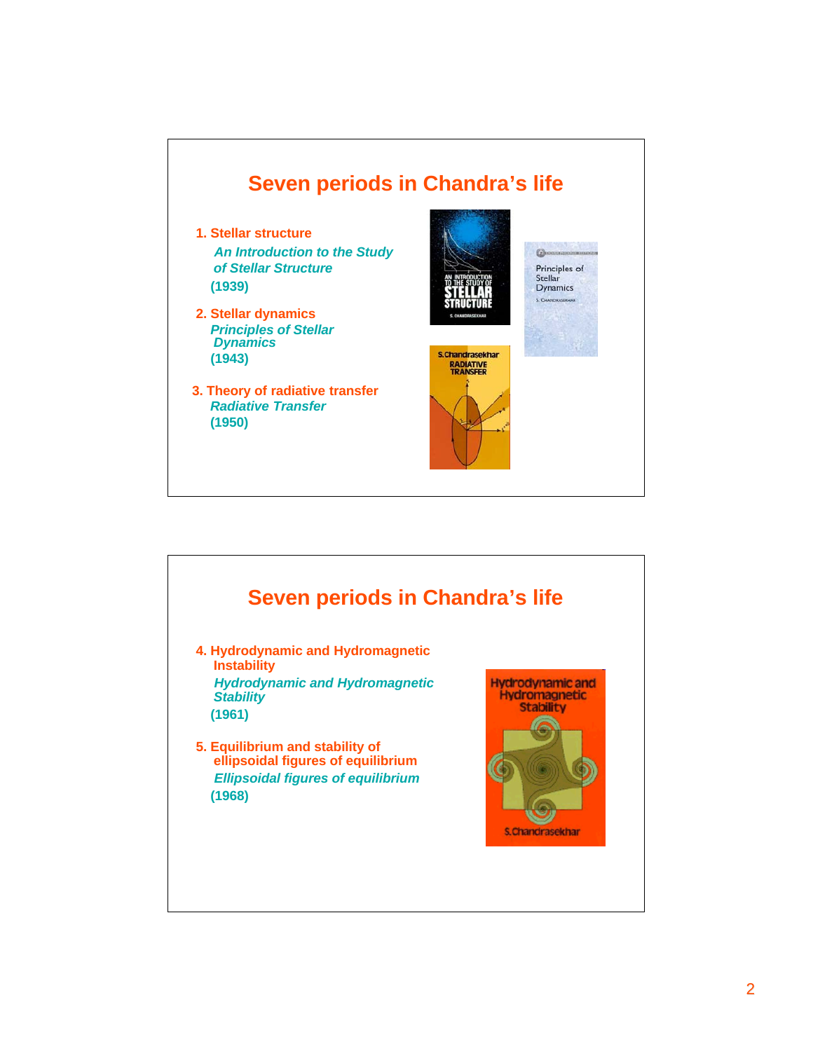# Seven periods in Chandra's life

1. **Stellar structure**

   *An Introduction to the Study of Stellar Structure*

   (1939)

2. **Stellar dynamics**

   *Principles of Stellar Dynamics*

   (1943)

3. **Theory of radiative transfer**

   *Radiative Transfer*

   (1950)

# Seven periods in Chandra's life

4. **Hydrodynamic and Hydromagnetic Instability**

   *Hydrodynamic and Hydromagnetic Stability*

   (1961)

5. **Equilibrium and stability of ellipsoidal figures of equilibrium**

   *Ellipsoidal figures of equilibrium*

   (1968)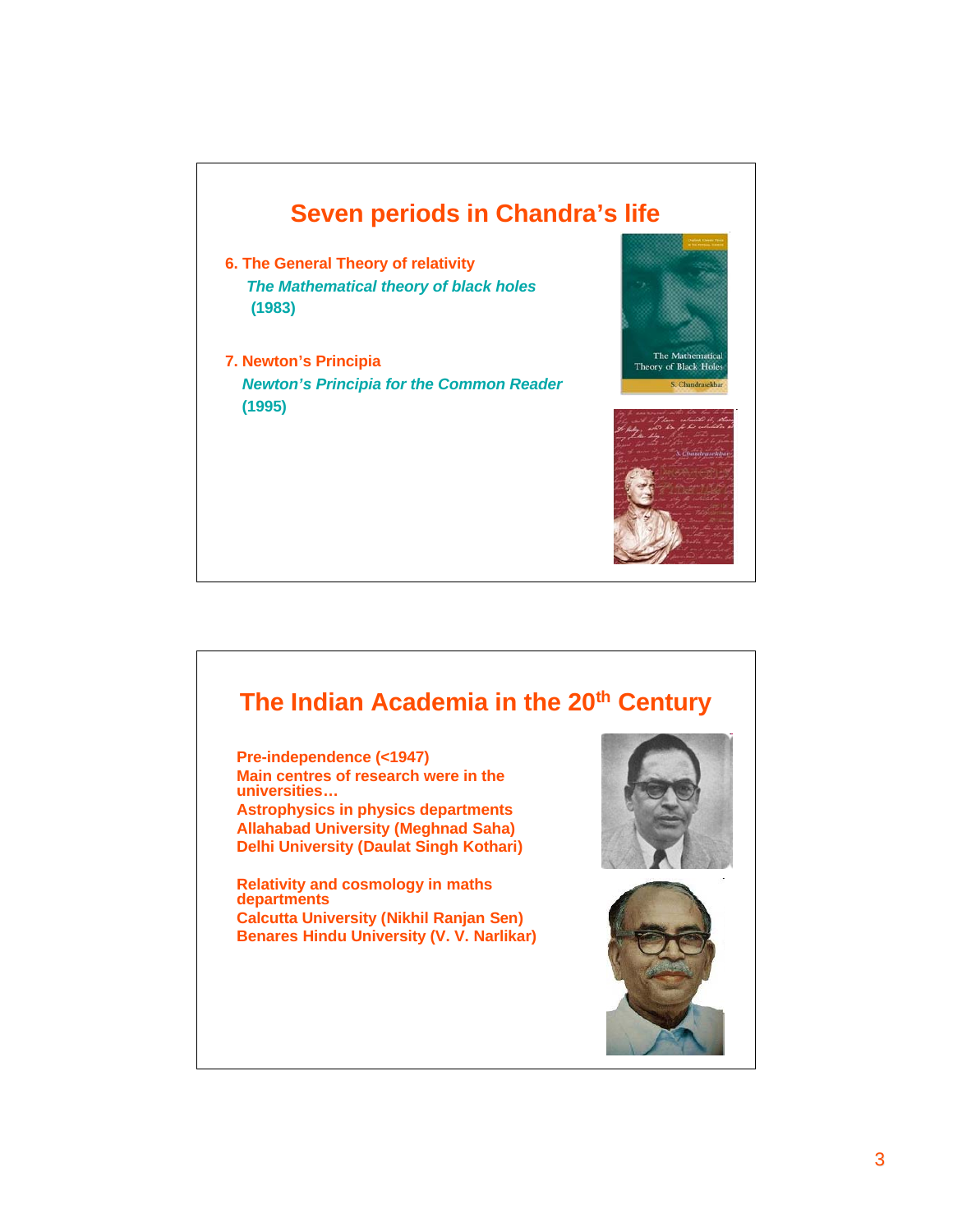## Seven periods in Chandra's life

**6. The General Theory of relativity**

*The Mathematical theory of black holes* (1983)

**7. Newton's Principia**

*Newton's Principia for the Common Reader* (1995)

## The Indian Academia in the 20th Century

**Pre-independence (<1947)**

**Main centres of research were in the universities…**

**Astrophysics in physics departments**

**Allahabad University (Meghnad Saha)**

**Delhi University (Daulat Singh Kothari)**

**Relativity and cosmology in maths departments**

**Calcutta University (Nikhil Ranjan Sen)**

**Benares Hindu University (V. V. Narlikar)**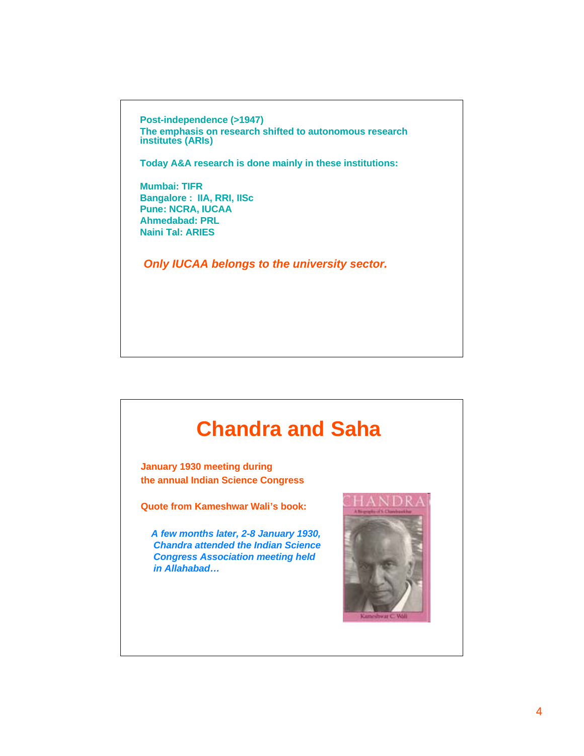**Post-independence (>1947)**
**The emphasis on research shifted to autonomous research institutes (ARIs)**

**Today A&A research is done mainly in these institutions:**

**Mumbai: TIFR**
**Bangalore : IIA, RRI, IISc**
**Pune: NCRA, IUCAA**
**Ahmedabad: PRL**
**Naini Tal: ARIES**

***Only IUCAA belongs to the university sector.***

# Chandra and Saha

**January 1930 meeting during the annual Indian Science Congress**

**Quote from Kameshwar Wali's book:**

> ***A few months later, 2-8 January 1930, Chandra attended the Indian Science Congress Association meeting held in Allahabad…***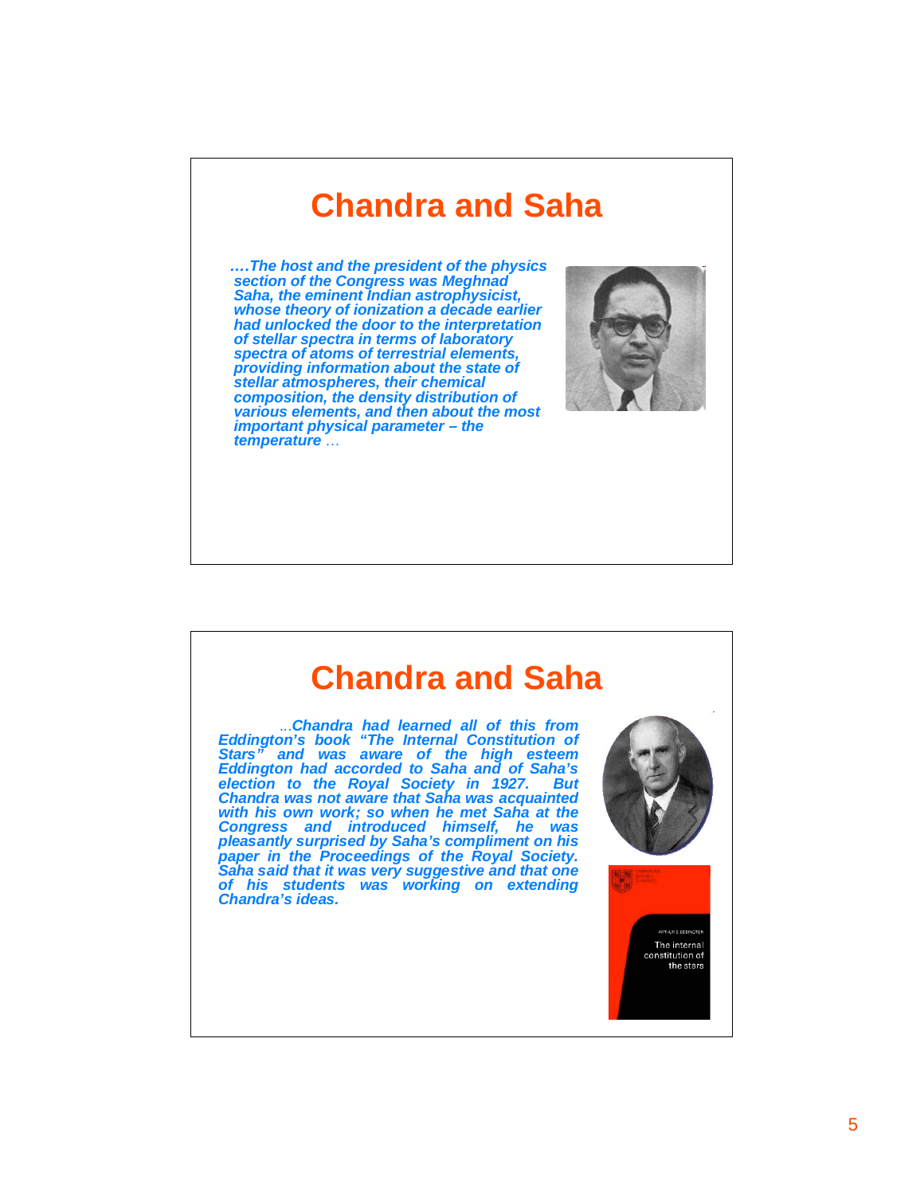# Chandra and Saha

*….The host and the president of the physics section of the Congress was Meghnad Saha, the eminent Indian astrophysicist, whose theory of ionization a decade earlier had unlocked the door to the interpretation of stellar spectra in terms of laboratory spectra of atoms of terrestrial elements, providing information about the state of stellar atmospheres, their chemical composition, the density distribution of various elements, and then about the most important physical parameter – the temperature* …

# Chandra and Saha

…*Chandra had learned all of this from Eddington's book "The Internal Constitution of Stars" and was aware of the high esteem Eddington had accorded to Saha and of Saha's election to the Royal Society in 1927. But Chandra was not aware that Saha was acquainted with his own work; so when he met Saha at the Congress and introduced himself, he was pleasantly surprised by Saha's compliment on his paper in the Proceedings of the Royal Society. Saha said that it was very suggestive and that one of his students was working on extending Chandra's ideas.*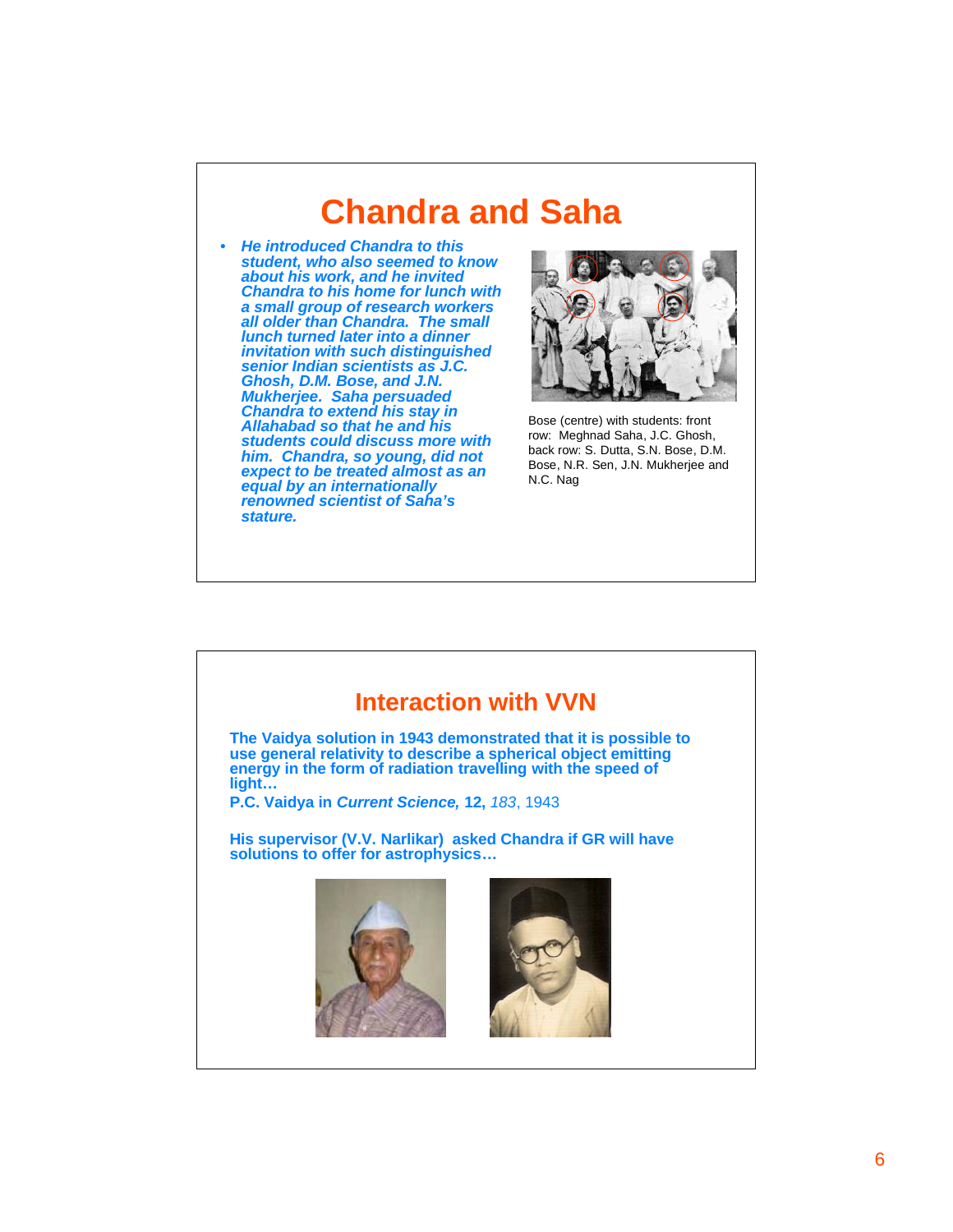# Chandra and Saha

- ***He introduced Chandra to this student, who also seemed to know about his work, and he invited Chandra to his home for lunch with a small group of research workers all older than Chandra. The small lunch turned later into a dinner invitation with such distinguished senior Indian scientists as J.C. Ghosh, D.M. Bose, and J.N. Mukherjee. Saha persuaded Chandra to extend his stay in Allahabad so that he and his students could discuss more with him. Chandra, so young, did not expect to be treated almost as an equal by an internationally renowned scientist of Saha's stature.***

Bose (centre) with students: front row: Meghnad Saha, J.C. Ghosh, back row: S. Dutta, S.N. Bose, D.M. Bose, N.R. Sen, J.N. Mukherjee and N.C. Nag

## Interaction with VVN

**The Vaidya solution in 1943 demonstrated that it is possible to use general relativity to describe a spherical object emitting energy in the form of radiation travelling with the speed of light…**

**P.C. Vaidya in *Current Science,* 12,** *183*, 1943

**His supervisor (V.V. Narlikar) asked Chandra if GR will have solutions to offer for astrophysics…**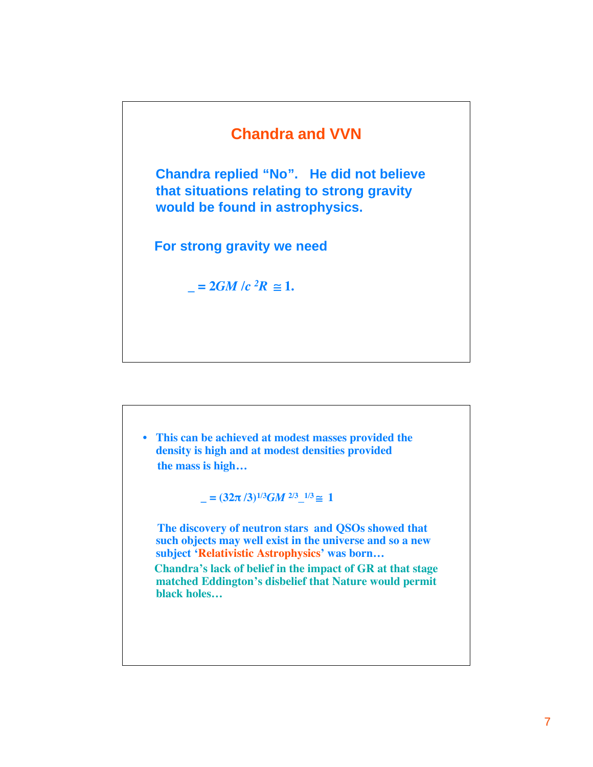## Chandra and VVN

**Chandra replied "No". He did not believe that situations relating to strong gravity would be found in astrophysics.**

**For strong gravity we need**

$$\_ = 2GM / c^{2}R \cong 1.$$

- **This can be achieved at modest masses provided the density is high and at modest densities provided the mass is high…**

$$\_ = (32\pi /3)^{1/3} GM^{2/3} \_^{1/3} \cong 1$$

**The discovery of neutron stars and QSOs showed that such objects may well exist in the universe and so a new subject 'Relativistic Astrophysics' was born…**

**Chandra's lack of belief in the impact of GR at that stage matched Eddington's disbelief that Nature would permit black holes…**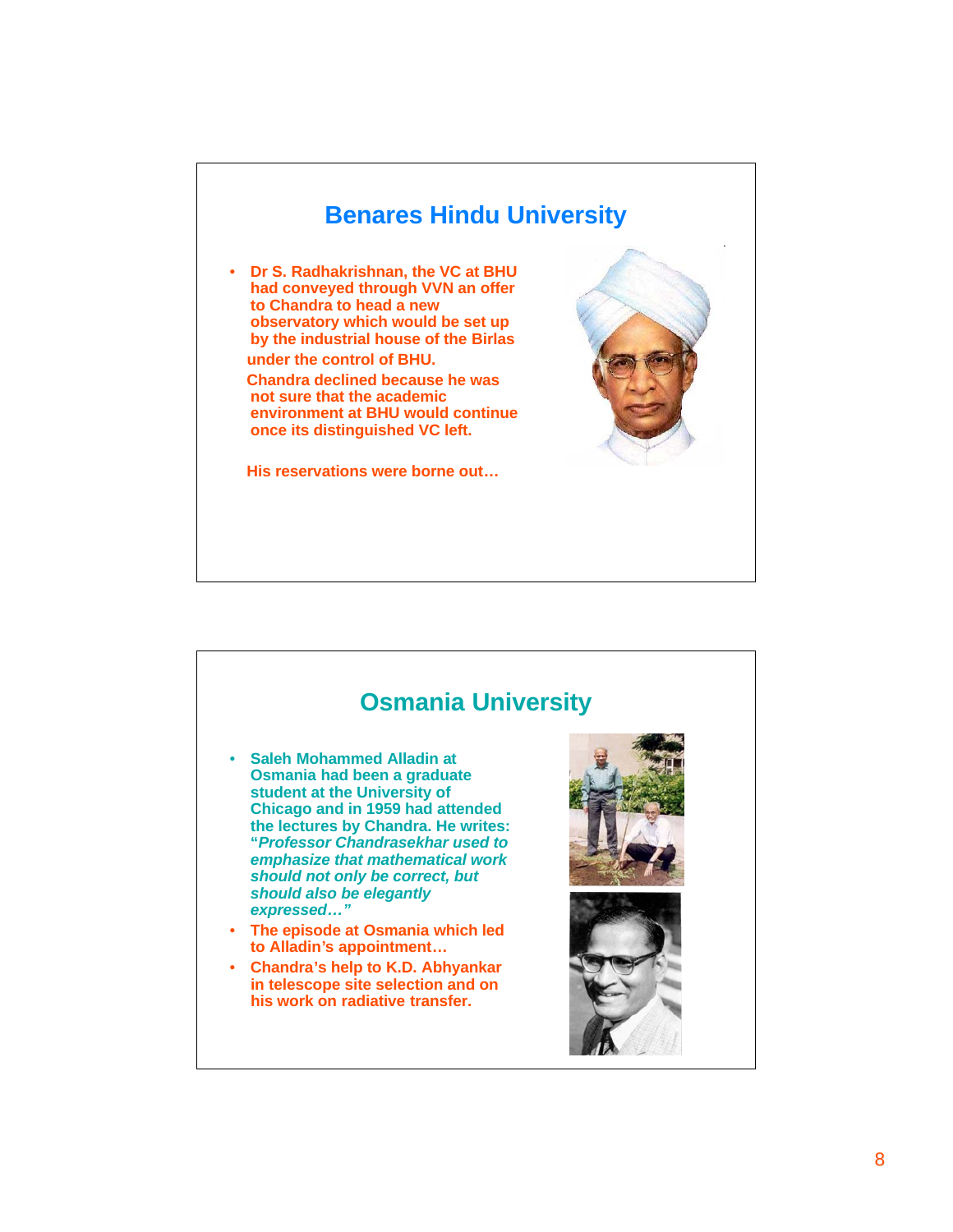## Benares Hindu University

- Dr S. Radhakrishnan, the VC at BHU had conveyed through VVN an offer to Chandra to head a new observatory which would be set up by the industrial house of the Birlas under the control of BHU.

  Chandra declined because he was not sure that the academic environment at BHU would continue once its distinguished VC left.

  His reservations were borne out…

## Osmania University

- Saleh Mohammed Alladin at Osmania had been a graduate student at the University of Chicago and in 1959 had attended the lectures by Chandra. He writes: "*Professor Chandrasekhar used to emphasize that mathematical work should not only be correct, but should also be elegantly expressed…"*
- The episode at Osmania which led to Alladin's appointment…
- Chandra's help to K.D. Abhyankar in telescope site selection and on his work on radiative transfer.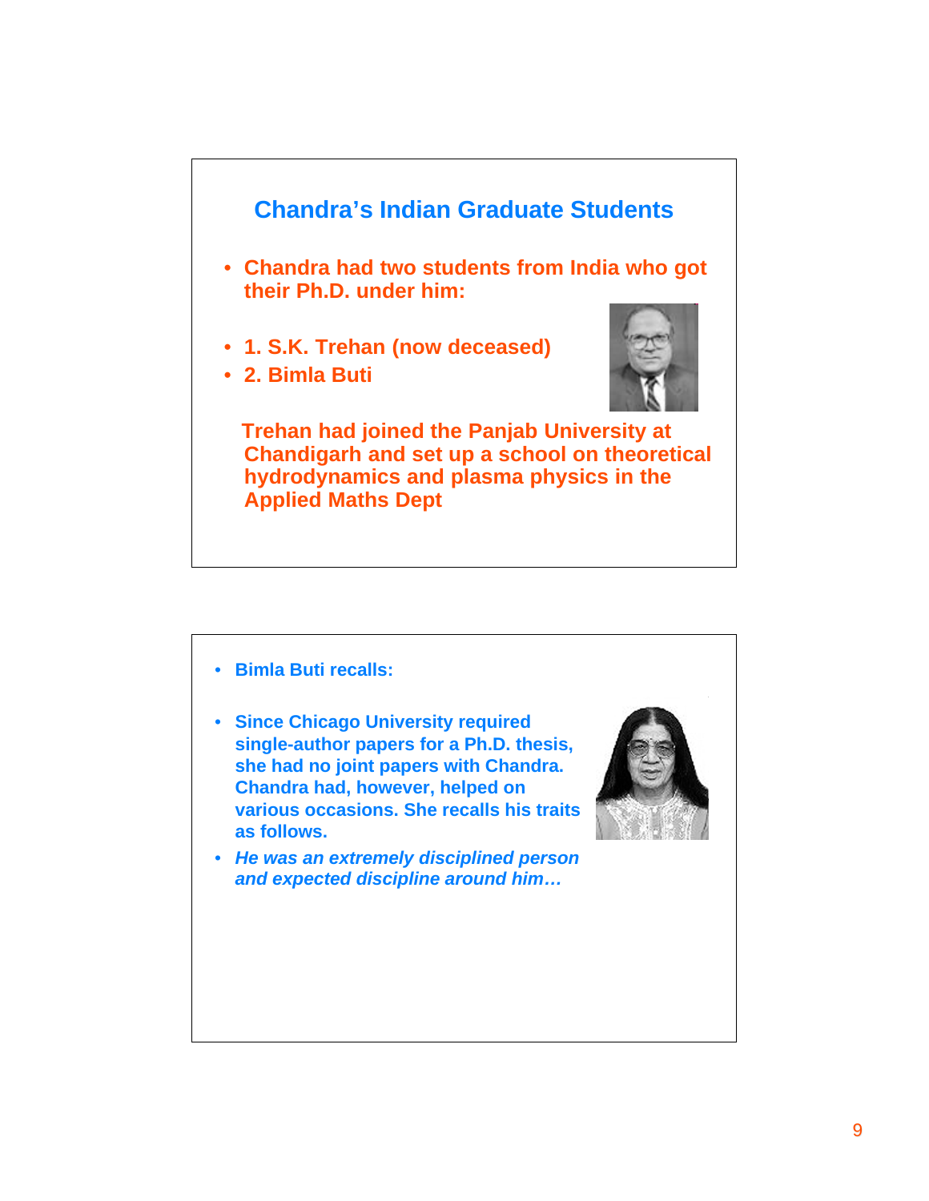## Chandra's Indian Graduate Students

- Chandra had two students from India who got their Ph.D. under him:

- 1. S.K. Trehan (now deceased)
- 2. Bimla Buti

Trehan had joined the Panjab University at Chandigarh and set up a school on theoretical hydrodynamics and plasma physics in the Applied Maths Dept

- Bimla Buti recalls:

- Since Chicago University required single-author papers for a Ph.D. thesis, she had no joint papers with Chandra. Chandra had, however, helped on various occasions. She recalls his traits as follows.
- *He was an extremely disciplined person and expected discipline around him…*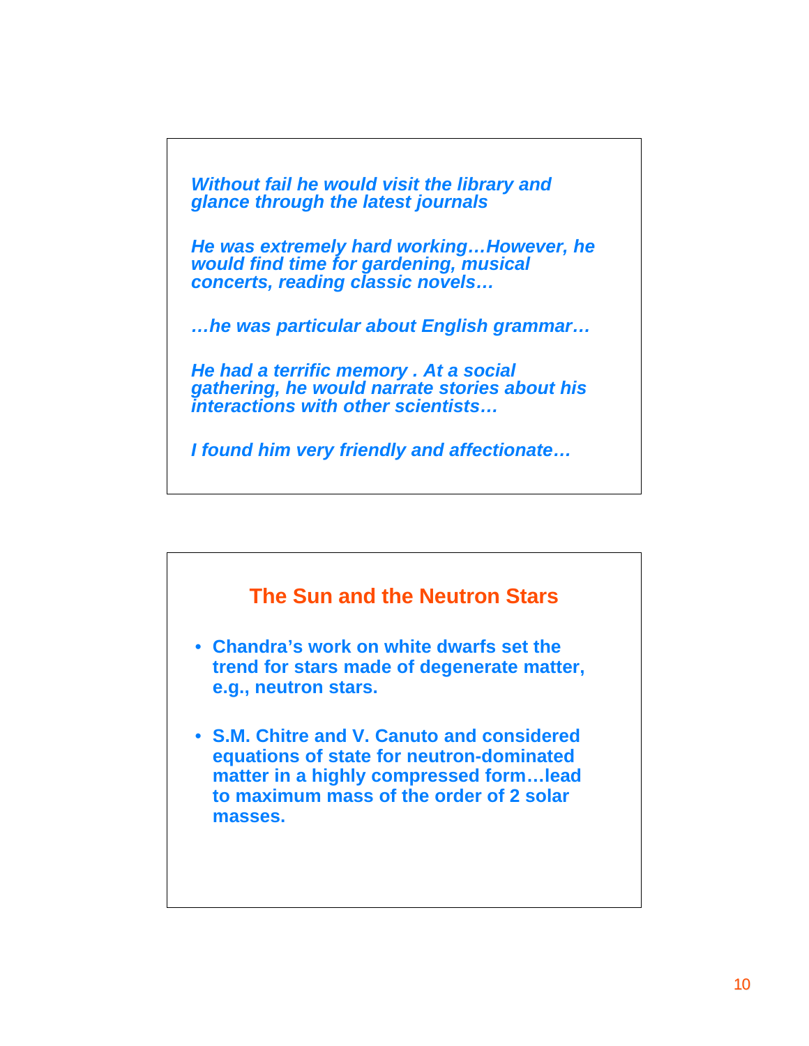*Without fail he would visit the library and glance through the latest journals*

*He was extremely hard working…However, he would find time for gardening, musical concerts, reading classic novels…*

*…he was particular about English grammar…*

*He had a terrific memory . At a social gathering, he would narrate stories about his interactions with other scientists…*

*I found him very friendly and affectionate…*

## The Sun and the Neutron Stars

- **Chandra's work on white dwarfs set the trend for stars made of degenerate matter, e.g., neutron stars.**
- **S.M. Chitre and V. Canuto and considered equations of state for neutron-dominated matter in a highly compressed form…lead to maximum mass of the order of 2 solar masses.**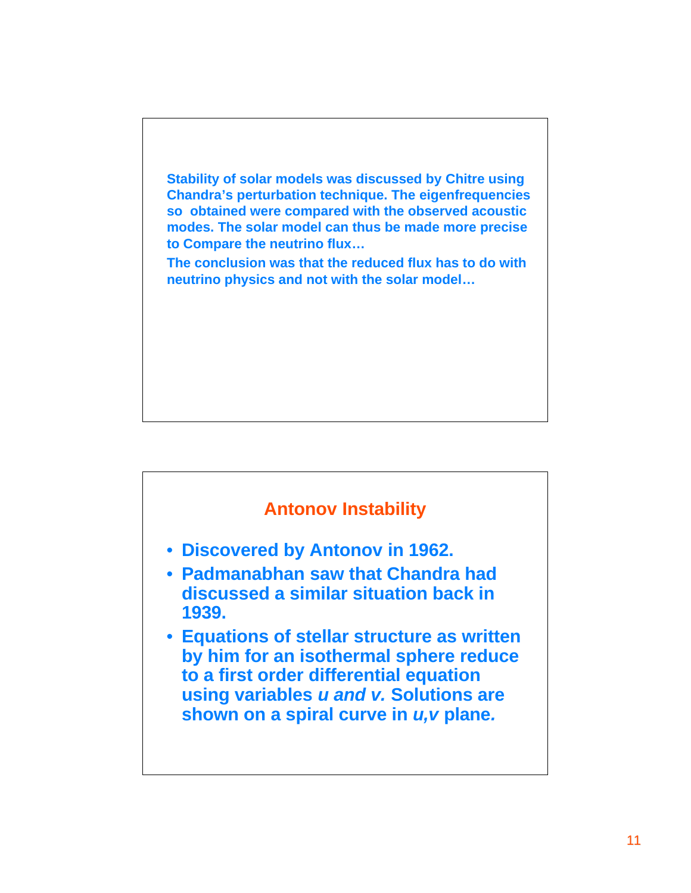Stability of solar models was discussed by Chitre using Chandra's perturbation technique. The eigenfrequencies so obtained were compared with the observed acoustic modes. The solar model can thus be made more precise to Compare the neutrino flux…

The conclusion was that the reduced flux has to do with neutrino physics and not with the solar model…

## Antonov Instability

- Discovered by Antonov in 1962.
- Padmanabhan saw that Chandra had discussed a similar situation back in 1939.
- Equations of stellar structure as written by him for an isothermal sphere reduce to a first order differential equation using variables *u and v.* Solutions are shown on a spiral curve in *u,v* plane*.*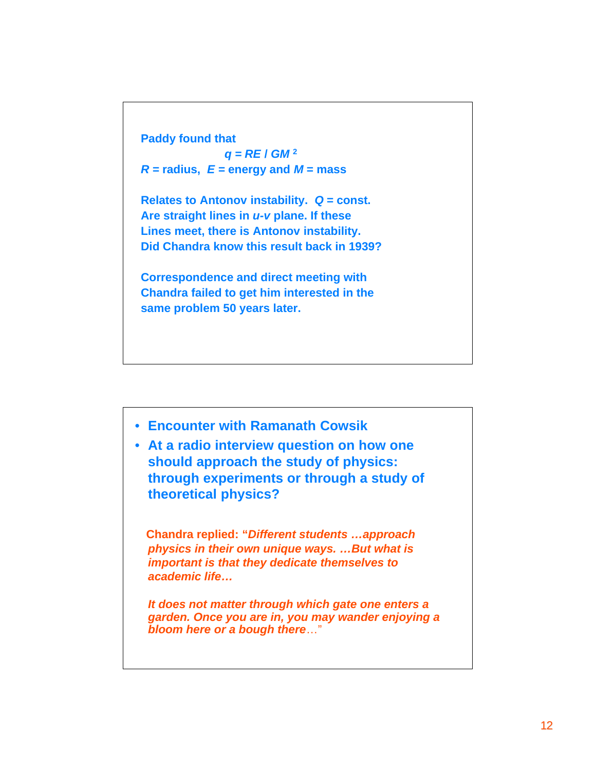Paddy found that

$$q = RE / GM^2$$

$R$ = radius, $E$ = energy and $M$ = mass

Relates to Antonov instability. $Q$ = const. Are straight lines in $u$-$v$ plane. If these Lines meet, there is Antonov instability. Did Chandra know this result back in 1939?

Correspondence and direct meeting with Chandra failed to get him interested in the same problem 50 years later.

- **Encounter with Ramanath Cowsik**
- **At a radio interview question on how one should approach the study of physics: through experiments or through a study of theoretical physics?**

**Chandra replied: "*Different students …approach physics in their own unique ways. …But what is important is that they dedicate themselves to academic life…***

***It does not matter through which gate one enters a garden. Once you are in, you may wander enjoying a bloom here or a bough there***…"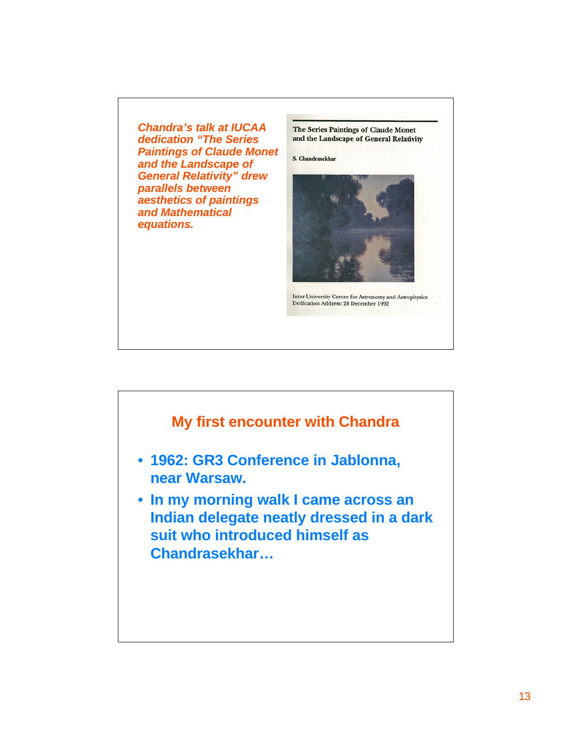*Chandra's talk at IUCAA dedication "The Series Paintings of Claude Monet and the Landscape of General Relativity" drew parallels between aesthetics of paintings and Mathematical equations.*

The Series Paintings of Claude Monet and the Landscape of General Relativity

S. Chandrasekhar

Inter-University Centre for Astronomy and Astrophysics
Dedication Address: 28 December 1992

## My first encounter with Chandra

- **1962: GR3 Conference in Jablonna, near Warsaw.**
- **In my morning walk I came across an Indian delegate neatly dressed in a dark suit who introduced himself as Chandrasekhar…**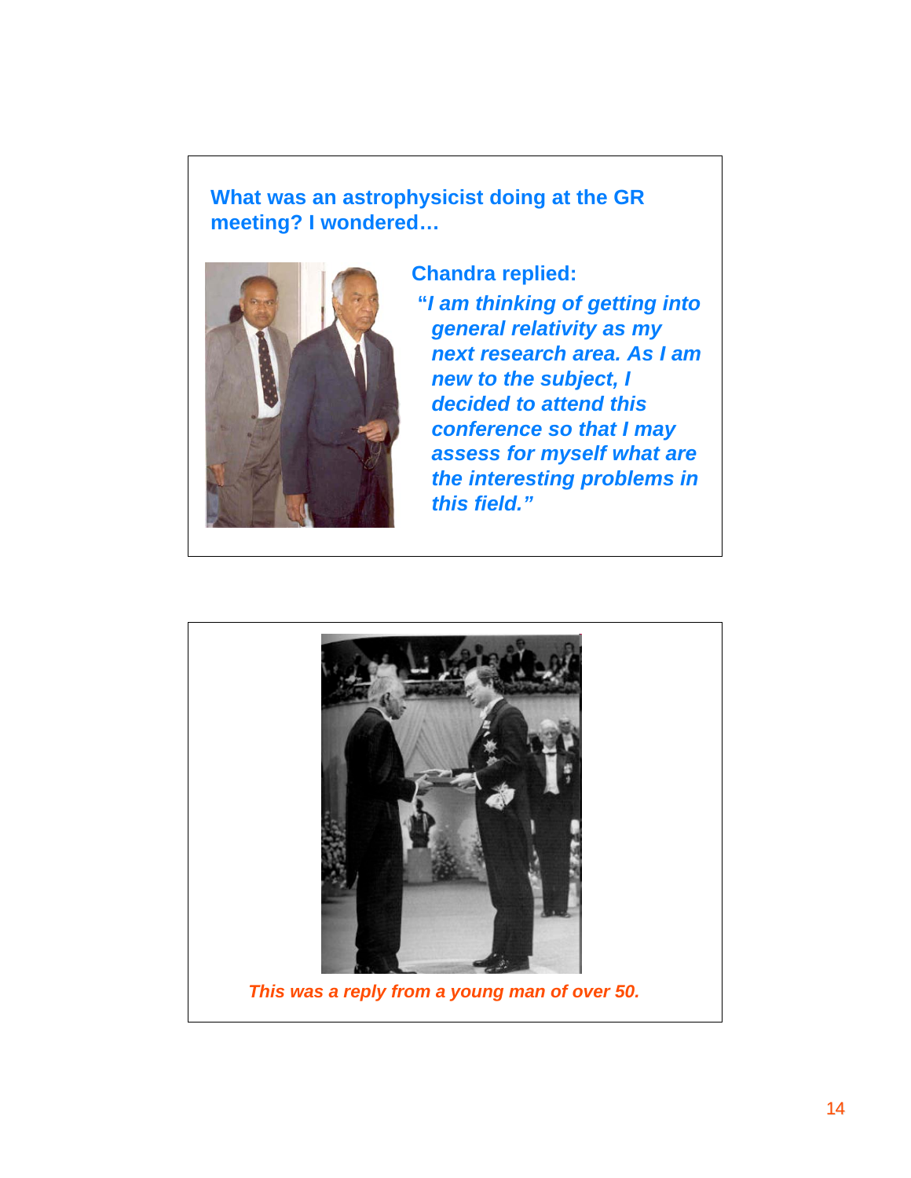**What was an astrophysicist doing at the GR meeting? I wondered…**

**Chandra replied:**

***"I am thinking of getting into general relativity as my next research area. As I am new to the subject, I decided to attend this conference so that I may assess for myself what are the interesting problems in this field."***

*This was a reply from a young man of over 50.*